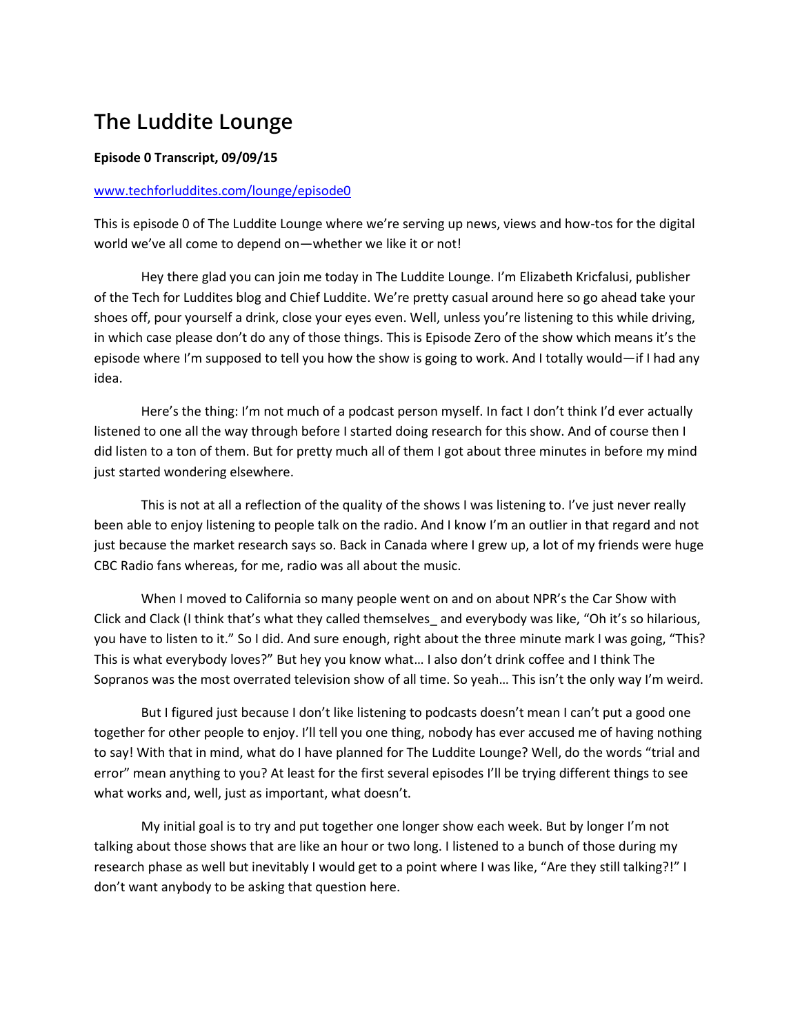# The Luddite Lounge

**Episode 0 Transcript, 09/09/15**

[www.techforluddites.com/lounge/episode0](www.techforluddites.com/lounge/episode0)

This is episode 0 of The Luddite Lounge where we're serving up news, views and how-tos for the digital world we've all come to depend on—whether we like it or not!

Hey there glad you can join me today in The Luddite Lounge. I'm Elizabeth Kricfalusi, publisher of the Tech for Luddites blog and Chief Luddite. We're pretty casual around here so go ahead take your shoes off, pour yourself a drink, close your eyes even. Well, unless you're listening to this while driving, in which case please don't do any of those things. This is Episode Zero of the show which means it's the episode where I'm supposed to tell you how the show is going to work. And I totally would—if I had any idea.

Here's the thing: I'm not much of a podcast person myself. In fact I don't think I'd ever actually listened to one all the way through before I started doing research for this show. And of course then I did listen to a ton of them. But for pretty much all of them I got about three minutes in before my mind just started wondering elsewhere.

This is not at all a reflection of the quality of the shows I was listening to. I've just never really been able to enjoy listening to people talk on the radio. And I know I'm an outlier in that regard and not just because the market research says so. Back in Canada where I grew up, a lot of my friends were huge CBC Radio fans whereas, for me, radio was all about the music.

When I moved to California so many people went on and on about NPR's the Car Show with Click and Clack (I think that's what they called themselves_ and everybody was like, "Oh it's so hilarious, you have to listen to it." So I did. And sure enough, right about the three minute mark I was going, "This? This is what everybody loves?" But hey you know what… I also don't drink coffee and I think The Sopranos was the most overrated television show of all time. So yeah… This isn't the only way I'm weird.

But I figured just because I don't like listening to podcasts doesn't mean I can't put a good one together for other people to enjoy. I'll tell you one thing, nobody has ever accused me of having nothing to say! With that in mind, what do I have planned for The Luddite Lounge? Well, do the words "trial and error" mean anything to you? At least for the first several episodes I'll be trying different things to see what works and, well, just as important, what doesn't.

My initial goal is to try and put together one longer show each week. But by longer I'm not talking about those shows that are like an hour or two long. I listened to a bunch of those during my research phase as well but inevitably I would get to a point where I was like, "Are they still talking?!" I don't want anybody to be asking that question here.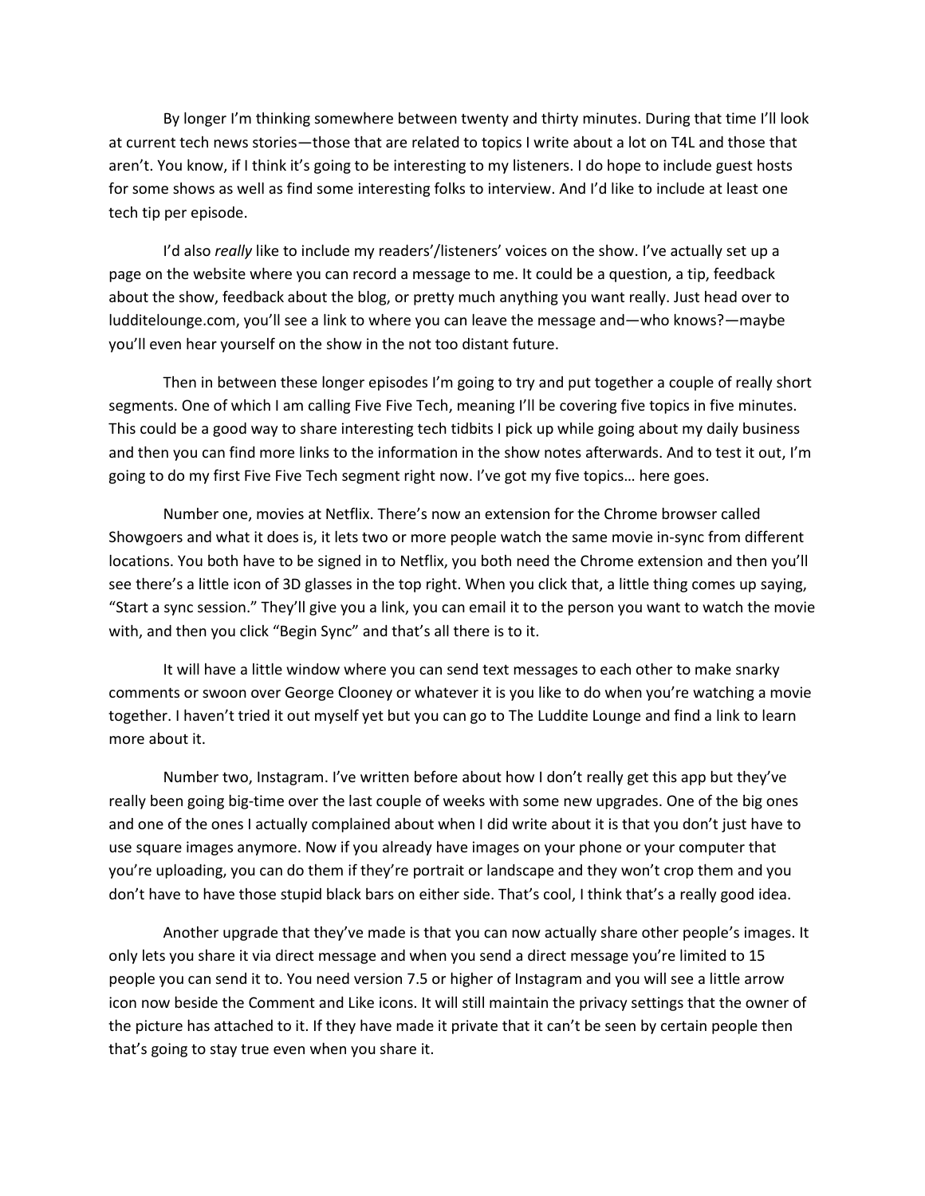By longer I'm thinking somewhere between twenty and thirty minutes. During that time I'll look at current tech news stories—those that are related to topics I write about a lot on T4L and those that aren't. You know, if I think it's going to be interesting to my listeners. I do hope to include guest hosts for some shows as well as find some interesting folks to interview. And I'd like to include at least one tech tip per episode.

I'd also *really* like to include my readers'/listeners' voices on the show. I've actually set up a page on the website where you can record a message to me. It could be a question, a tip, feedback about the show, feedback about the blog, or pretty much anything you want really. Just head over to ludditelounge.com, you'll see a link to where you can leave the message and—who knows?—maybe you'll even hear yourself on the show in the not too distant future.

Then in between these longer episodes I'm going to try and put together a couple of really short segments. One of which I am calling Five Five Tech, meaning I'll be covering five topics in five minutes. This could be a good way to share interesting tech tidbits I pick up while going about my daily business and then you can find more links to the information in the show notes afterwards. And to test it out, I'm going to do my first Five Five Tech segment right now. I've got my five topics… here goes.

Number one, movies at Netflix. There's now an extension for the Chrome browser called Showgoers and what it does is, it lets two or more people watch the same movie in-sync from different locations. You both have to be signed in to Netflix, you both need the Chrome extension and then you'll see there's a little icon of 3D glasses in the top right. When you click that, a little thing comes up saying, "Start a sync session." They'll give you a link, you can email it to the person you want to watch the movie with, and then you click "Begin Sync" and that's all there is to it.

It will have a little window where you can send text messages to each other to make snarky comments or swoon over George Clooney or whatever it is you like to do when you're watching a movie together. I haven't tried it out myself yet but you can go to The Luddite Lounge and find a link to learn more about it.

Number two, Instagram. I've written before about how I don't really get this app but they've really been going big-time over the last couple of weeks with some new upgrades. One of the big ones and one of the ones I actually complained about when I did write about it is that you don't just have to use square images anymore. Now if you already have images on your phone or your computer that you're uploading, you can do them if they're portrait or landscape and they won't crop them and you don't have to have those stupid black bars on either side. That's cool, I think that's a really good idea.

Another upgrade that they've made is that you can now actually share other people's images. It only lets you share it via direct message and when you send a direct message you're limited to 15 people you can send it to. You need version 7.5 or higher of Instagram and you will see a little arrow icon now beside the Comment and Like icons. It will still maintain the privacy settings that the owner of the picture has attached to it. If they have made it private that it can't be seen by certain people then that's going to stay true even when you share it.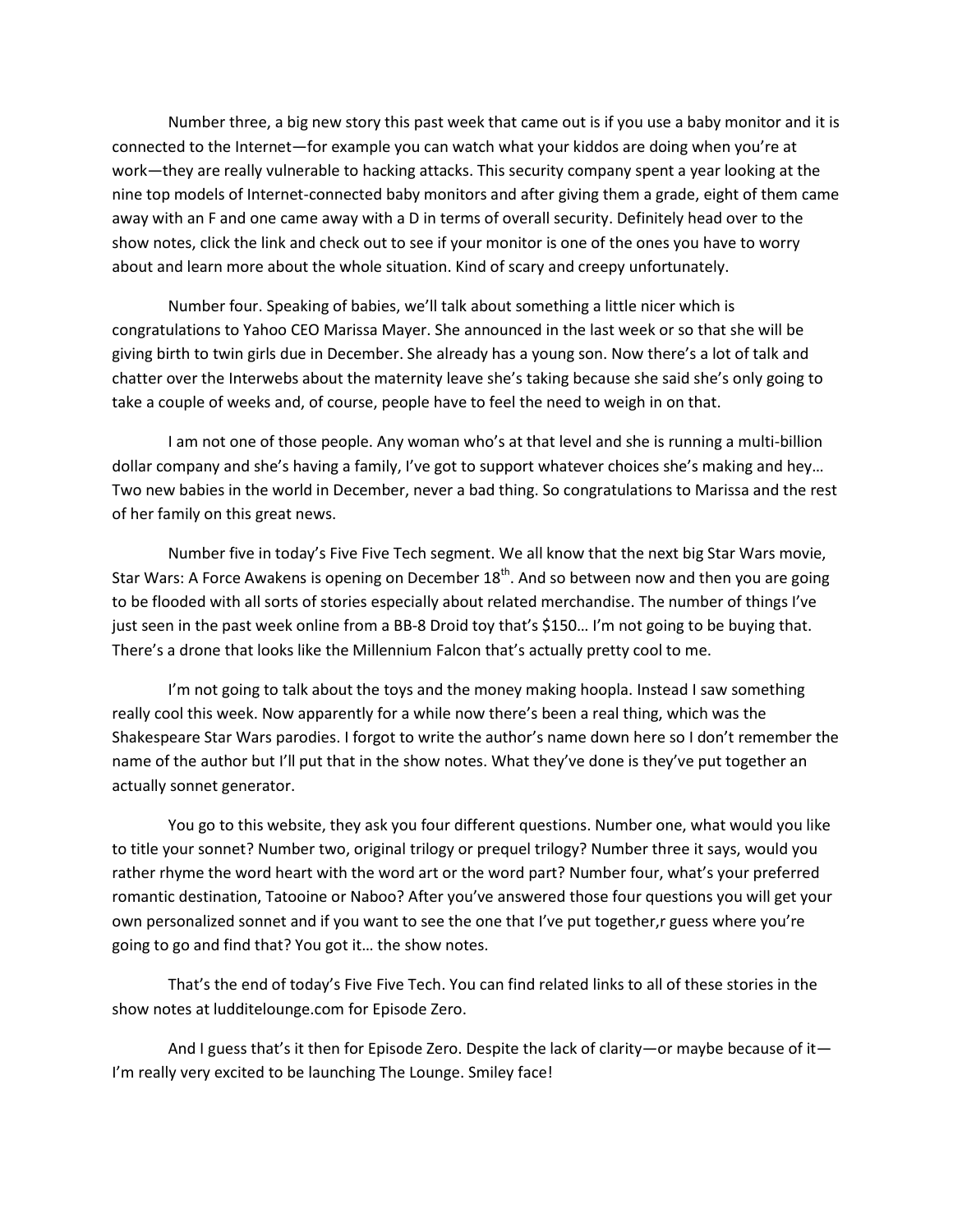Number three, a big new story this past week that came out is if you use a baby monitor and it is connected to the Internet—for example you can watch what your kiddos are doing when you're at work—they are really vulnerable to hacking attacks. This security company spent a year looking at the nine top models of Internet-connected baby monitors and after giving them a grade, eight of them came away with an F and one came away with a D in terms of overall security. Definitely head over to the show notes, click the link and check out to see if your monitor is one of the ones you have to worry about and learn more about the whole situation. Kind of scary and creepy unfortunately.

Number four. Speaking of babies, we'll talk about something a little nicer which is congratulations to Yahoo CEO Marissa Mayer. She announced in the last week or so that she will be giving birth to twin girls due in December. She already has a young son. Now there's a lot of talk and chatter over the Interwebs about the maternity leave she's taking because she said she's only going to take a couple of weeks and, of course, people have to feel the need to weigh in on that.

I am not one of those people. Any woman who's at that level and she is running a multi-billion dollar company and she's having a family, I've got to support whatever choices she's making and hey… Two new babies in the world in December, never a bad thing. So congratulations to Marissa and the rest of her family on this great news.

Number five in today's Five Five Tech segment. We all know that the next big Star Wars movie, Star Wars: A Force Awakens is opening on December 18th. And so between now and then you are going to be flooded with all sorts of stories especially about related merchandise. The number of things I've just seen in the past week online from a BB-8 Droid toy that's $150… I'm not going to be buying that. There's a drone that looks like the Millennium Falcon that's actually pretty cool to me.

I'm not going to talk about the toys and the money making hoopla. Instead I saw something really cool this week. Now apparently for a while now there's been a real thing, which was the Shakespeare Star Wars parodies. I forgot to write the author's name down here so I don't remember the name of the author but I'll put that in the show notes. What they've done is they've put together an actually sonnet generator.

You go to this website, they ask you four different questions. Number one, what would you like to title your sonnet? Number two, original trilogy or prequel trilogy? Number three it says, would you rather rhyme the word heart with the word art or the word part? Number four, what's your preferred romantic destination, Tatooine or Naboo? After you've answered those four questions you will get your own personalized sonnet and if you want to see the one that I've put together,r guess where you're going to go and find that? You got it… the show notes.

That's the end of today's Five Five Tech. You can find related links to all of these stories in the show notes at luddite lounge.com for Episode Zero.

And I guess that's it then for Episode Zero. Despite the lack of clarity—or maybe because of it—I'm really very excited to be launching The Lounge. Smiley face!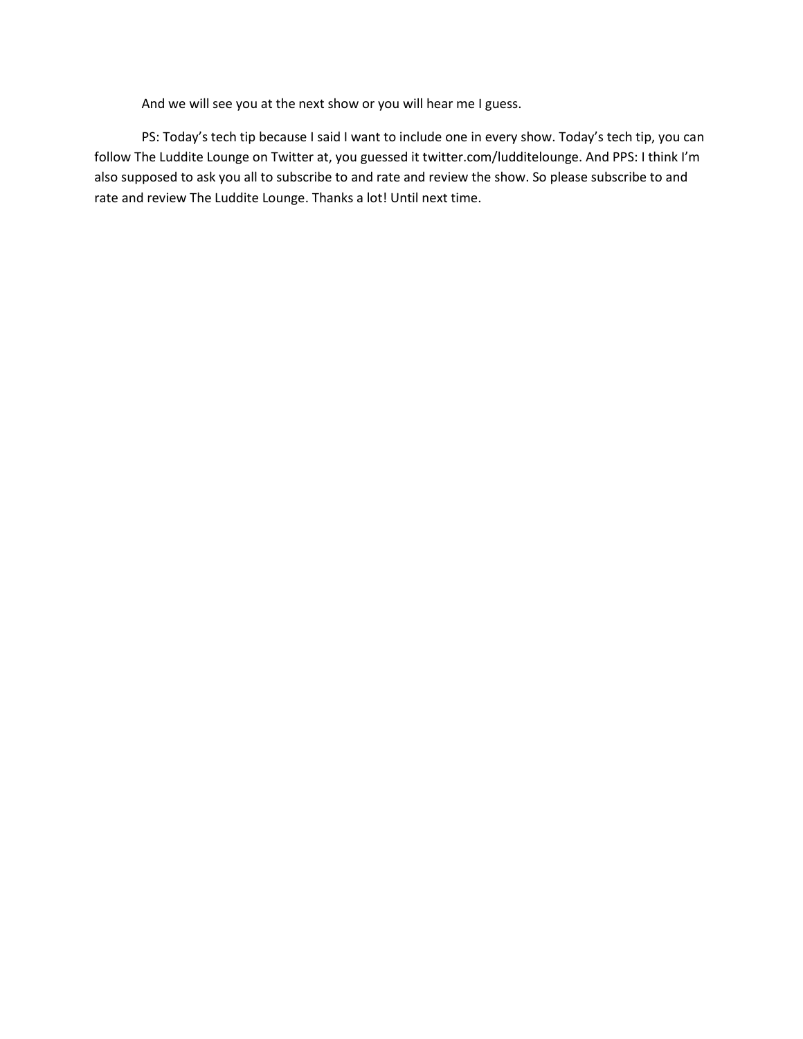And we will see you at the next show or you will hear me I guess.

PS: Today's tech tip because I said I want to include one in every show. Today's tech tip, you can follow The Luddite Lounge on Twitter at, you guessed it twitter.com/ludditelounge. And PPS: I think I'm also supposed to ask you all to subscribe to and rate and review the show. So please subscribe to and rate and review The Luddite Lounge. Thanks a lot! Until next time.